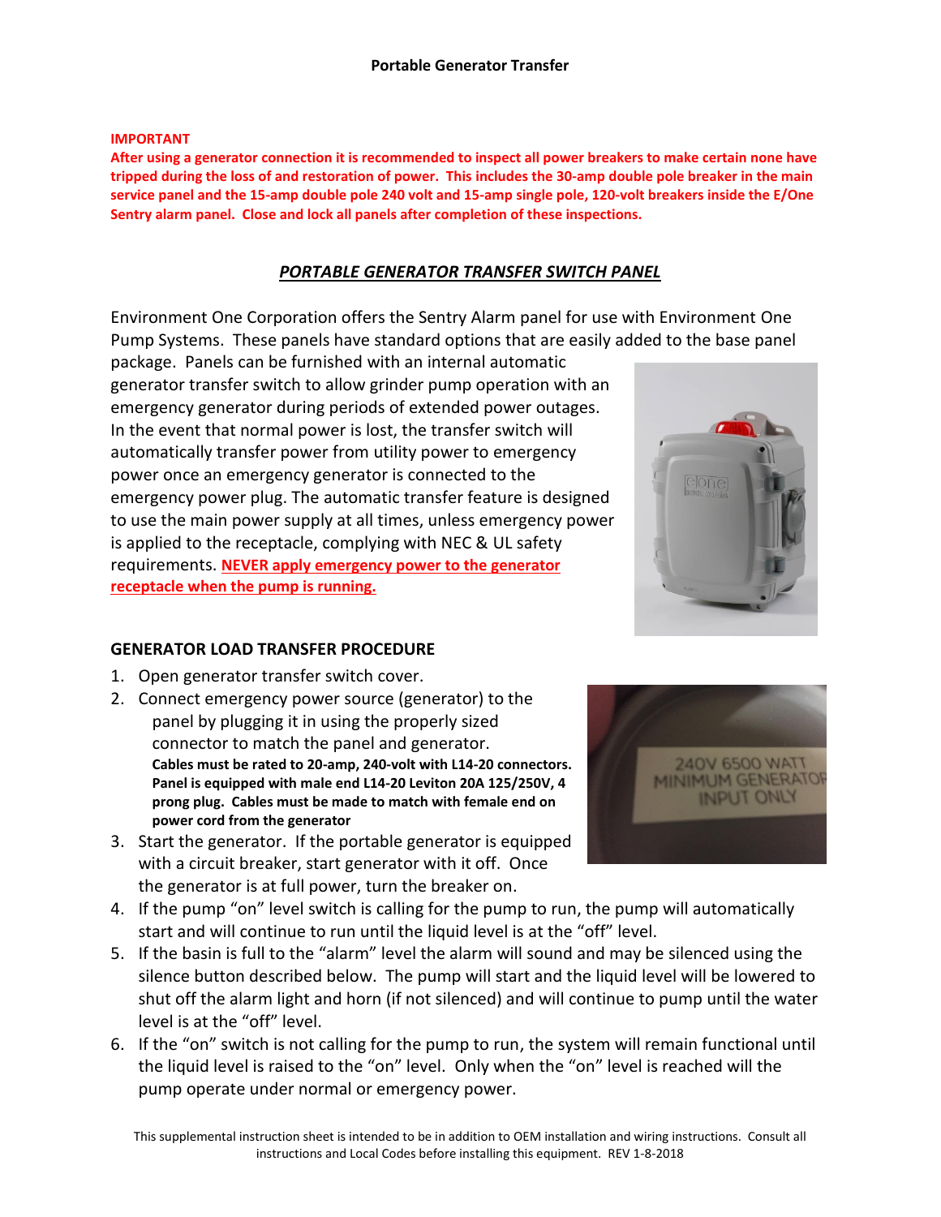# Portable Generator Transfer

**IMPORTANT**
**After using a generator connection it is recommended to inspect all power breakers to make certain none have tripped during the loss of and restoration of power. This includes the 30-amp double pole breaker in the main service panel and the 15-amp double pole 240 volt and 15-amp single pole, 120-volt breakers inside the E/One Sentry alarm panel. Close and lock all panels after completion of these inspections.**

## *PORTABLE GENERATOR TRANSFER SWITCH PANEL*

Environment One Corporation offers the Sentry Alarm panel for use with Environment One Pump Systems. These panels have standard options that are easily added to the base panel package. Panels can be furnished with an internal automatic generator transfer switch to allow grinder pump operation with an emergency generator during periods of extended power outages. In the event that normal power is lost, the transfer switch will automatically transfer power from utility power to emergency power once an emergency generator is connected to the emergency power plug. The automatic transfer feature is designed to use the main power supply at all times, unless emergency power is applied to the receptacle, complying with NEC & UL safety requirements. **NEVER apply emergency power to the generator receptacle when the pump is running.**

### GENERATOR LOAD TRANSFER PROCEDURE

1. Open generator transfer switch cover.
2. Connect emergency power source (generator) to the panel by plugging it in using the properly sized connector to match the panel and generator.
   **Cables must be rated to 20-amp, 240-volt with L14-20 connectors. Panel is equipped with male end L14-20 Leviton 20A 125/250V, 4 prong plug. Cables must be made to match with female end on power cord from the generator**
3. Start the generator. If the portable generator is equipped with a circuit breaker, start generator with it off. Once the generator is at full power, turn the breaker on.
4. If the pump "on" level switch is calling for the pump to run, the pump will automatically start and will continue to run until the liquid level is at the "off" level.
5. If the basin is full to the "alarm" level the alarm will sound and may be silenced using the silence button described below. The pump will start and the liquid level will be lowered to shut off the alarm light and horn (if not silenced) and will continue to pump until the water level is at the "off" level.
6. If the "on" switch is not calling for the pump to run, the system will remain functional until the liquid level is raised to the "on" level. Only when the "on" level is reached will the pump operate under normal or emergency power.

This supplemental instruction sheet is intended to be in addition to OEM installation and wiring instructions. Consult all instructions and Local Codes before installing this equipment. REV 1-8-2018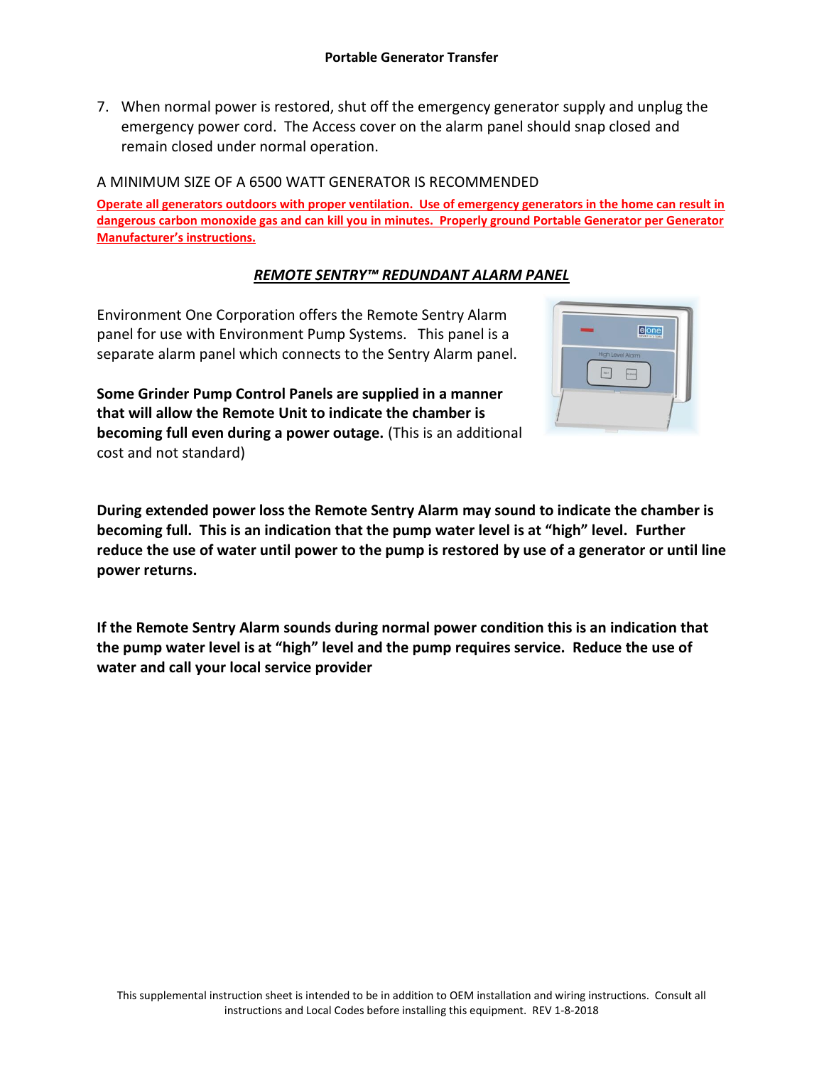**Portable Generator Transfer**

7. When normal power is restored, shut off the emergency generator supply and unplug the emergency power cord. The Access cover on the alarm panel should snap closed and remain closed under normal operation.

A MINIMUM SIZE OF A 6500 WATT GENERATOR IS RECOMMENDED

**Operate all generators outdoors with proper ventilation. Use of emergency generators in the home can result in dangerous carbon monoxide gas and can kill you in minutes. Properly ground Portable Generator per Generator Manufacturer's instructions.**

## ***REMOTE SENTRY™ REDUNDANT ALARM PANEL***

Environment One Corporation offers the Remote Sentry Alarm panel for use with Environment Pump Systems. This panel is a separate alarm panel which connects to the Sentry Alarm panel.

**Some Grinder Pump Control Panels are supplied in a manner that will allow the Remote Unit to indicate the chamber is becoming full even during a power outage.** (This is an additional cost and not standard)

**During extended power loss the Remote Sentry Alarm may sound to indicate the chamber is becoming full. This is an indication that the pump water level is at "high" level. Further reduce the use of water until power to the pump is restored by use of a generator or until line power returns.**

**If the Remote Sentry Alarm sounds during normal power condition this is an indication that the pump water level is at "high" level and the pump requires service. Reduce the use of water and call your local service provider**

This supplemental instruction sheet is intended to be in addition to OEM installation and wiring instructions. Consult all instructions and Local Codes before installing this equipment. REV 1-8-2018